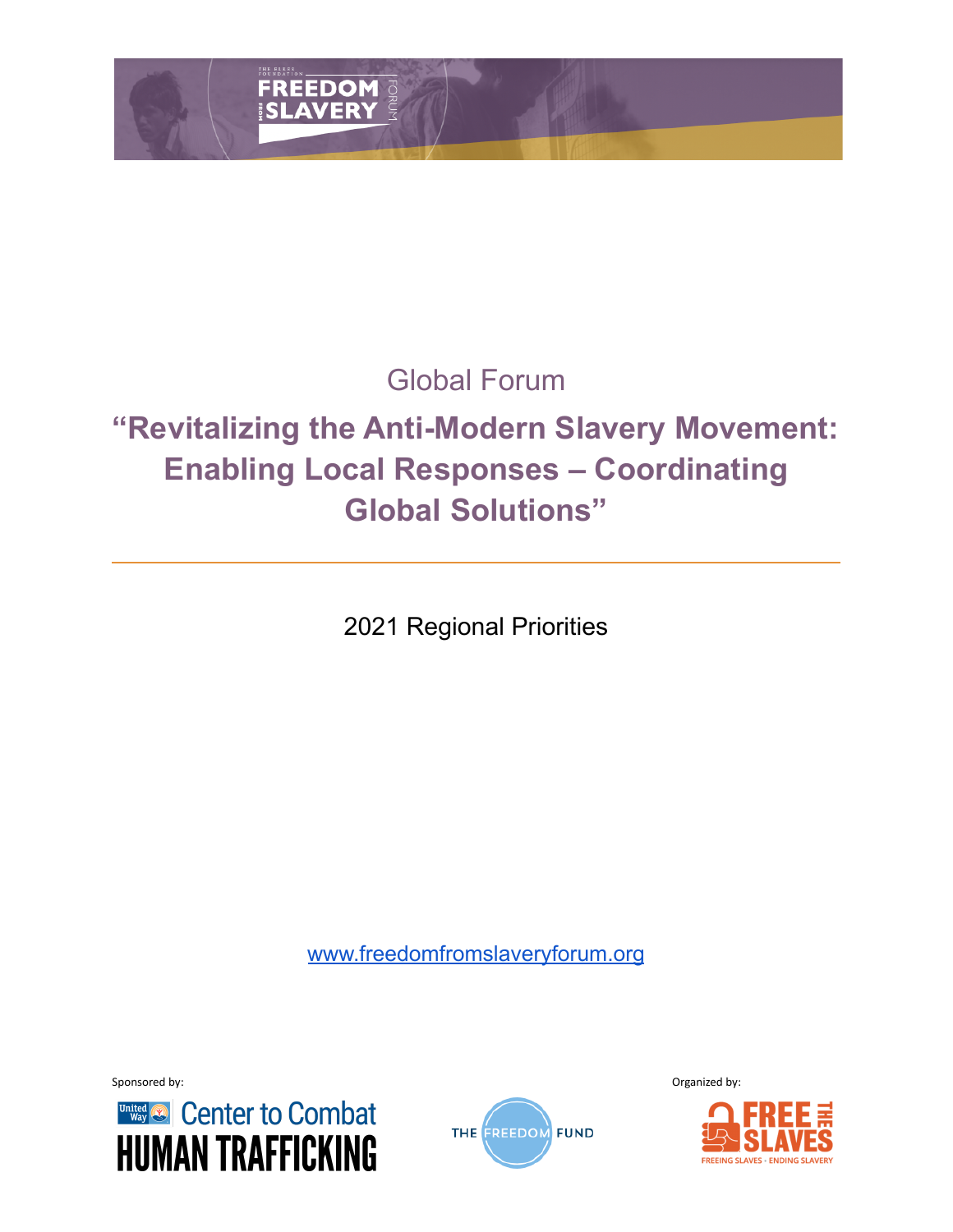Global Forum

# "Revitalizing the Anti-Modern Slavery Movement: Enabling Local Responses – Coordinating Global Solutions"

2021 Regional Priorities

www.freedomfromslaveryforum.org

Sponsored by:

Organized by: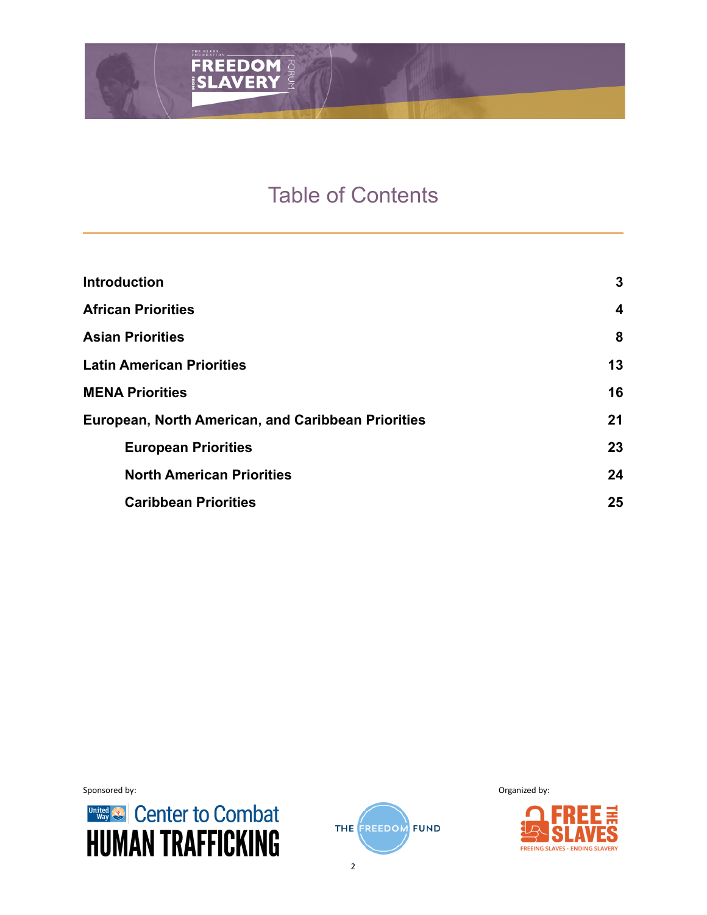# Table of Contents

| | |
|---|---|
| **Introduction** | **3** |
| **African Priorities** | **4** |
| **Asian Priorities** | **8** |
| **Latin American Priorities** | **13** |
| **MENA Priorities** | **16** |
| **European, North American, and Caribbean Priorities** | **21** |
| &nbsp;&nbsp;&nbsp;&nbsp;**European Priorities** | **23** |
| &nbsp;&nbsp;&nbsp;&nbsp;**North American Priorities** | **24** |
| &nbsp;&nbsp;&nbsp;&nbsp;**Caribbean Priorities** | **25** |

Sponsored by:

Organized by: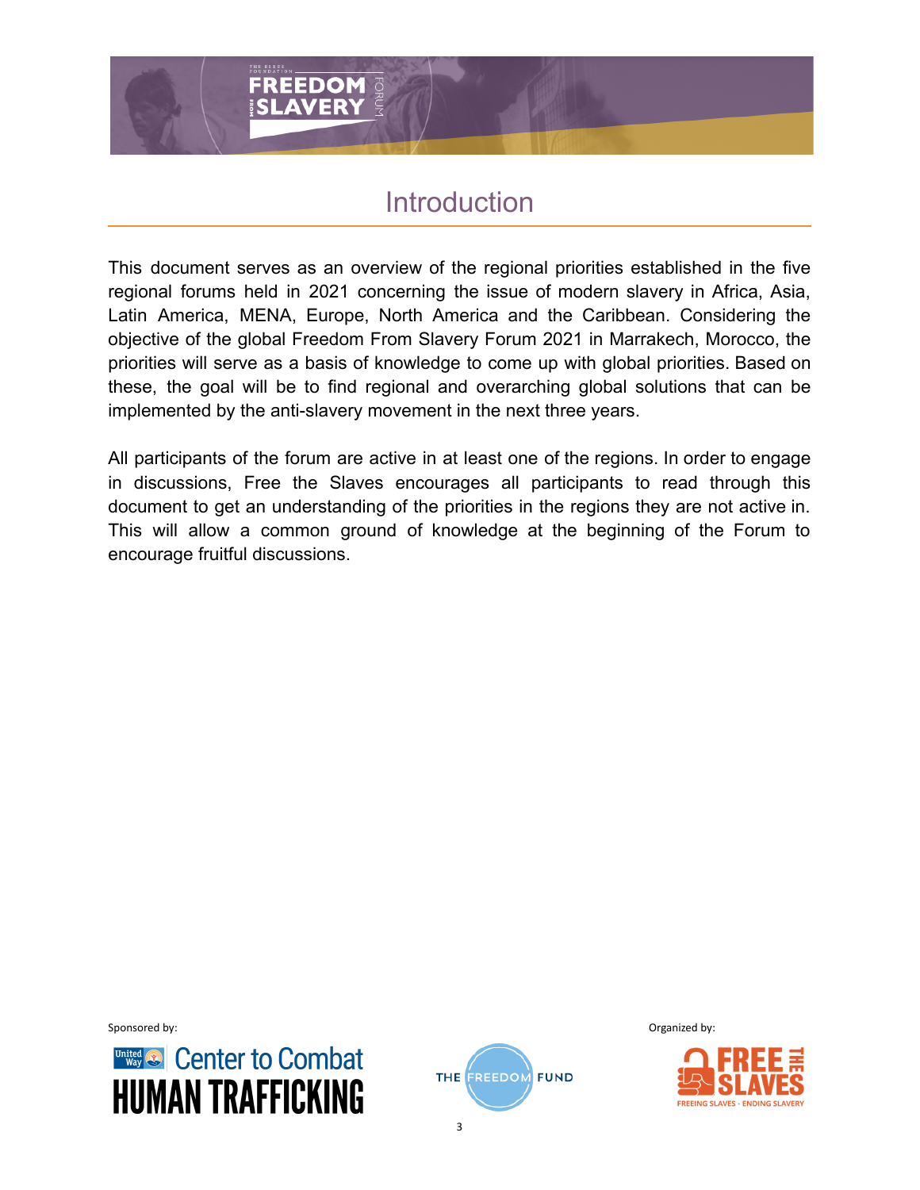# Introduction

This document serves as an overview of the regional priorities established in the five regional forums held in 2021 concerning the issue of modern slavery in Africa, Asia, Latin America, MENA, Europe, North America and the Caribbean. Considering the objective of the global Freedom From Slavery Forum 2021 in Marrakech, Morocco, the priorities will serve as a basis of knowledge to come up with global priorities. Based on these, the goal will be to find regional and overarching global solutions that can be implemented by the anti-slavery movement in the next three years.

All participants of the forum are active in at least one of the regions. In order to engage in discussions, Free the Slaves encourages all participants to read through this document to get an understanding of the priorities in the regions they are not active in. This will allow a common ground of knowledge at the beginning of the Forum to encourage fruitful discussions.

Sponsored by:

Organized by: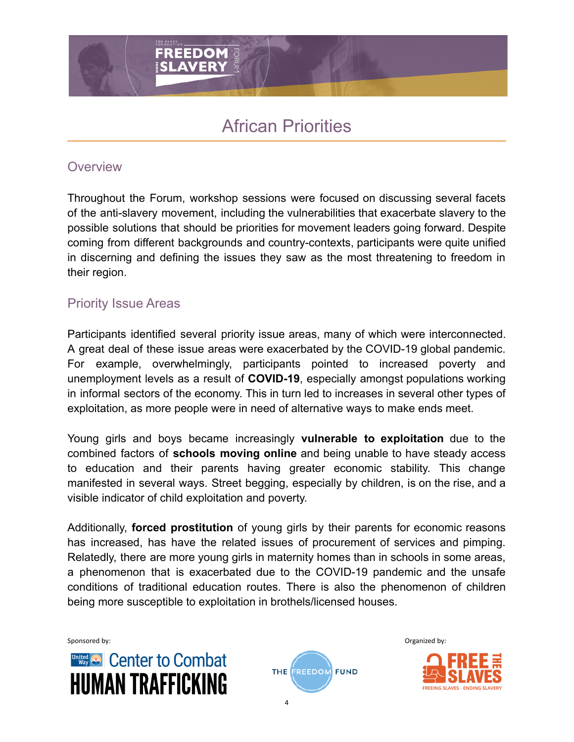# African Priorities

## Overview

Throughout the Forum, workshop sessions were focused on discussing several facets of the anti-slavery movement, including the vulnerabilities that exacerbate slavery to the possible solutions that should be priorities for movement leaders going forward. Despite coming from different backgrounds and country-contexts, participants were quite unified in discerning and defining the issues they saw as the most threatening to freedom in their region.

## Priority Issue Areas

Participants identified several priority issue areas, many of which were interconnected. A great deal of these issue areas were exacerbated by the COVID-19 global pandemic. For example, overwhelmingly, participants pointed to increased poverty and unemployment levels as a result of **COVID-19**, especially amongst populations working in informal sectors of the economy. This in turn led to increases in several other types of exploitation, as more people were in need of alternative ways to make ends meet.

Young girls and boys became increasingly **vulnerable to exploitation** due to the combined factors of **schools moving online** and being unable to have steady access to education and their parents having greater economic stability. This change manifested in several ways. Street begging, especially by children, is on the rise, and a visible indicator of child exploitation and poverty.

Additionally, **forced prostitution** of young girls by their parents for economic reasons has increased, has have the related issues of procurement of services and pimping. Relatedly, there are more young girls in maternity homes than in schools in some areas, a phenomenon that is exacerbated due to the COVID-19 pandemic and the unsafe conditions of traditional education routes. There is also the phenomenon of children being more susceptible to exploitation in brothels/licensed houses.

Sponsored by: Center to Combat Human Trafficking · The Freedom Fund

Organized by: Free the Slaves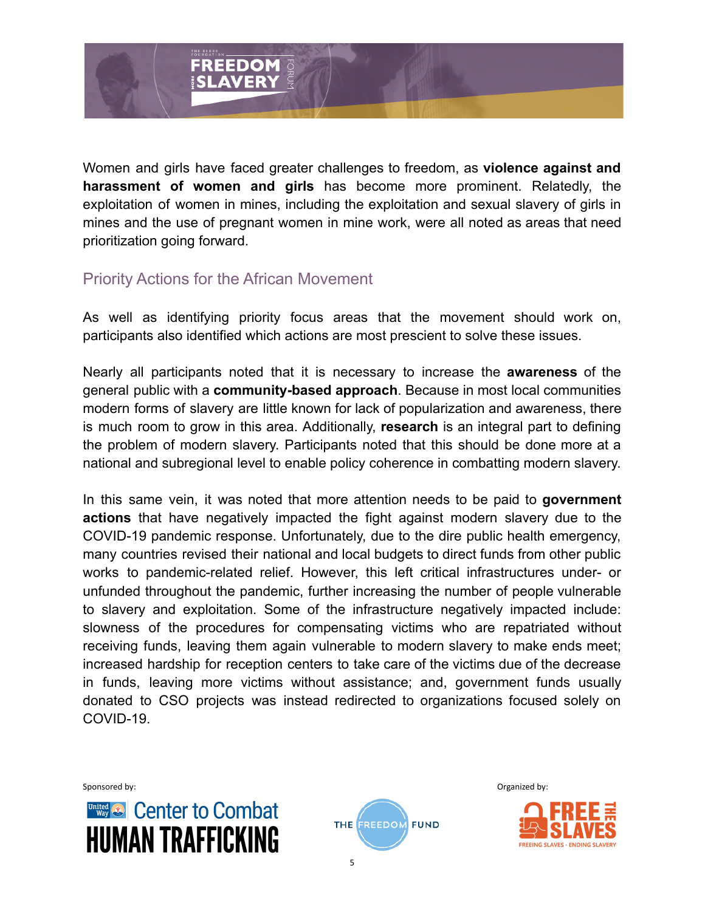Women and girls have faced greater challenges to freedom, as **violence against and harassment of women and girls** has become more prominent. Relatedly, the exploitation of women in mines, including the exploitation and sexual slavery of girls in mines and the use of pregnant women in mine work, were all noted as areas that need prioritization going forward.

## Priority Actions for the African Movement

As well as identifying priority focus areas that the movement should work on, participants also identified which actions are most prescient to solve these issues.

Nearly all participants noted that it is necessary to increase the **awareness** of the general public with a **community-based approach**. Because in most local communities modern forms of slavery are little known for lack of popularization and awareness, there is much room to grow in this area. Additionally, **research** is an integral part to defining the problem of modern slavery. Participants noted that this should be done more at a national and subregional level to enable policy coherence in combatting modern slavery.

In this same vein, it was noted that more attention needs to be paid to **government actions** that have negatively impacted the fight against modern slavery due to the COVID-19 pandemic response. Unfortunately, due to the dire public health emergency, many countries revised their national and local budgets to direct funds from other public works to pandemic-related relief. However, this left critical infrastructures under- or unfunded throughout the pandemic, further increasing the number of people vulnerable to slavery and exploitation. Some of the infrastructure negatively impacted include: slowness of the procedures for compensating victims who are repatriated without receiving funds, leaving them again vulnerable to modern slavery to make ends meet; increased hardship for reception centers to take care of the victims due of the decrease in funds, leaving more victims without assistance; and, government funds usually donated to CSO projects was instead redirected to organizations focused solely on COVID-19.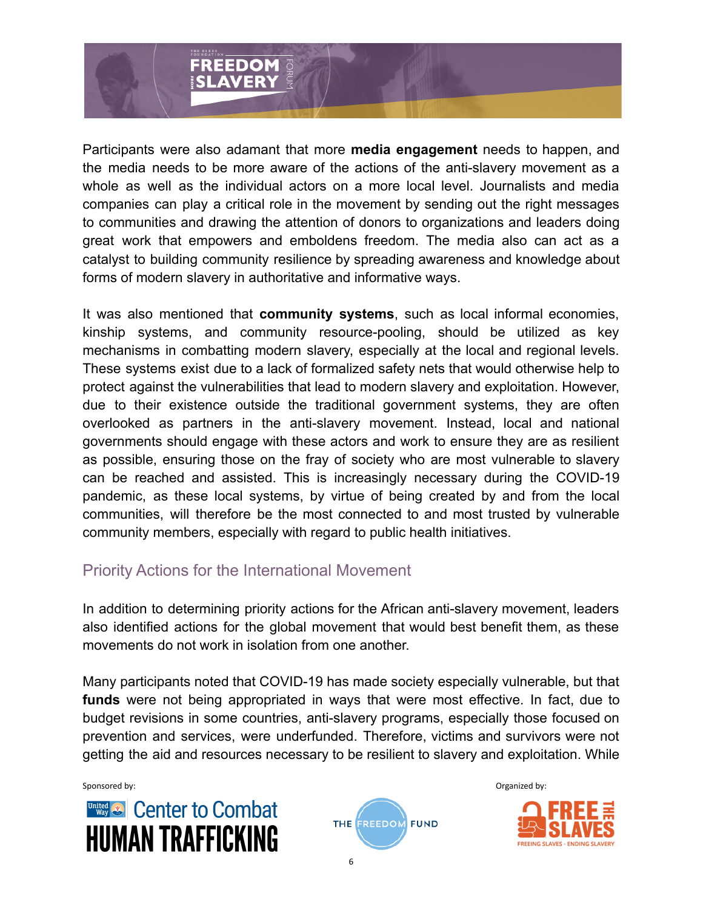Participants were also adamant that more **media engagement** needs to happen, and the media needs to be more aware of the actions of the anti-slavery movement as a whole as well as the individual actors on a more local level. Journalists and media companies can play a critical role in the movement by sending out the right messages to communities and drawing the attention of donors to organizations and leaders doing great work that empowers and emboldens freedom. The media also can act as a catalyst to building community resilience by spreading awareness and knowledge about forms of modern slavery in authoritative and informative ways.

It was also mentioned that **community systems**, such as local informal economies, kinship systems, and community resource-pooling, should be utilized as key mechanisms in combatting modern slavery, especially at the local and regional levels. These systems exist due to a lack of formalized safety nets that would otherwise help to protect against the vulnerabilities that lead to modern slavery and exploitation. However, due to their existence outside the traditional government systems, they are often overlooked as partners in the anti-slavery movement. Instead, local and national governments should engage with these actors and work to ensure they are as resilient as possible, ensuring those on the fray of society who are most vulnerable to slavery can be reached and assisted. This is increasingly necessary during the COVID-19 pandemic, as these local systems, by virtue of being created by and from the local communities, will therefore be the most connected to and most trusted by vulnerable community members, especially with regard to public health initiatives.

## Priority Actions for the International Movement

In addition to determining priority actions for the African anti-slavery movement, leaders also identified actions for the global movement that would best benefit them, as these movements do not work in isolation from one another.

Many participants noted that COVID-19 has made society especially vulnerable, but that **funds** were not being appropriated in ways that were most effective. In fact, due to budget revisions in some countries, anti-slavery programs, especially those focused on prevention and services, were underfunded. Therefore, victims and survivors were not getting the aid and resources necessary to be resilient to slavery and exploitation. While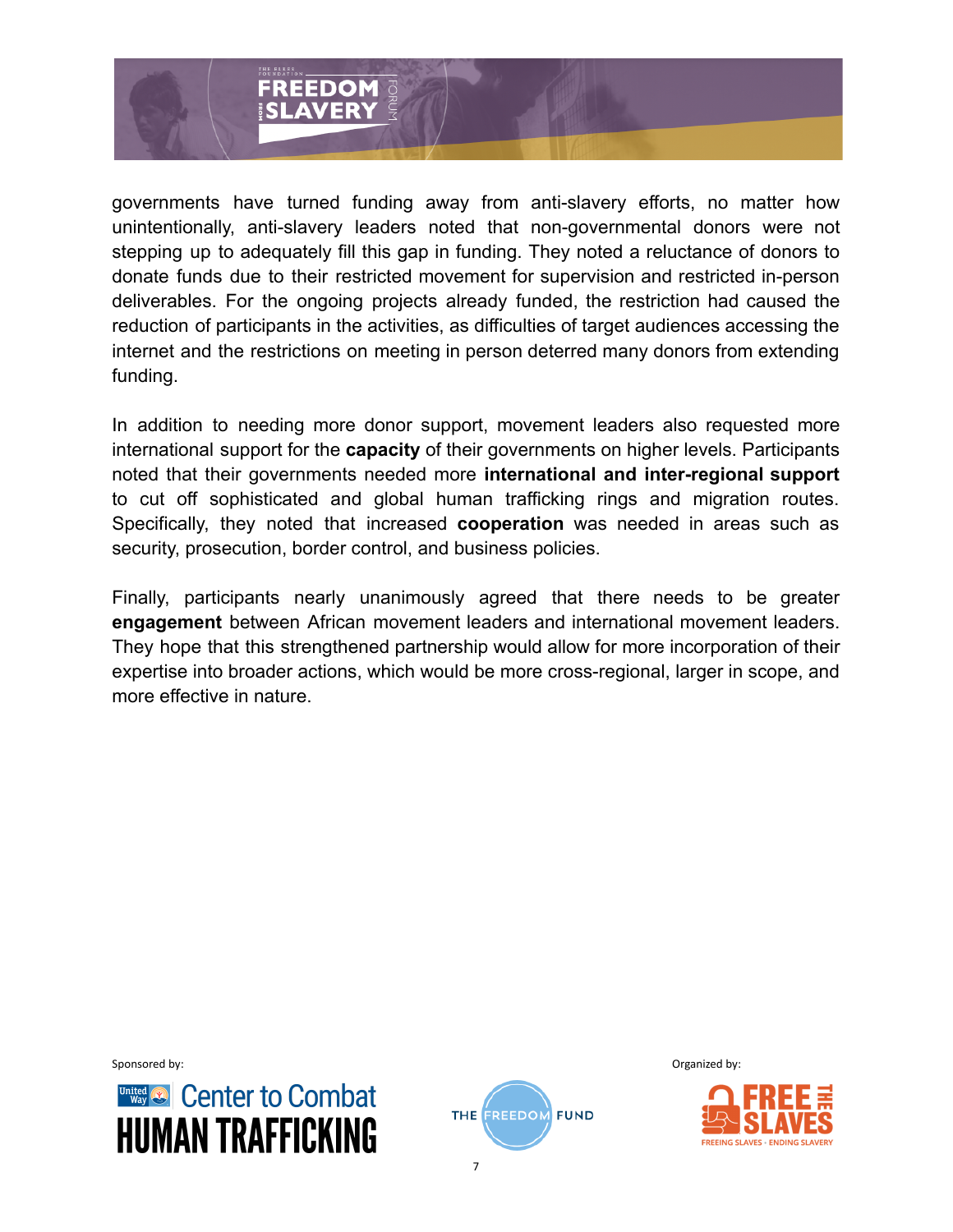governments have turned funding away from anti-slavery efforts, no matter how unintentionally, anti-slavery leaders noted that non-governmental donors were not stepping up to adequately fill this gap in funding. They noted a reluctance of donors to donate funds due to their restricted movement for supervision and restricted in-person deliverables. For the ongoing projects already funded, the restriction had caused the reduction of participants in the activities, as difficulties of target audiences accessing the internet and the restrictions on meeting in person deterred many donors from extending funding.

In addition to needing more donor support, movement leaders also requested more international support for the **capacity** of their governments on higher levels. Participants noted that their governments needed more **international and inter-regional support** to cut off sophisticated and global human trafficking rings and migration routes. Specifically, they noted that increased **cooperation** was needed in areas such as security, prosecution, border control, and business policies.

Finally, participants nearly unanimously agreed that there needs to be greater **engagement** between African movement leaders and international movement leaders. They hope that this strengthened partnership would allow for more incorporation of their expertise into broader actions, which would be more cross-regional, larger in scope, and more effective in nature.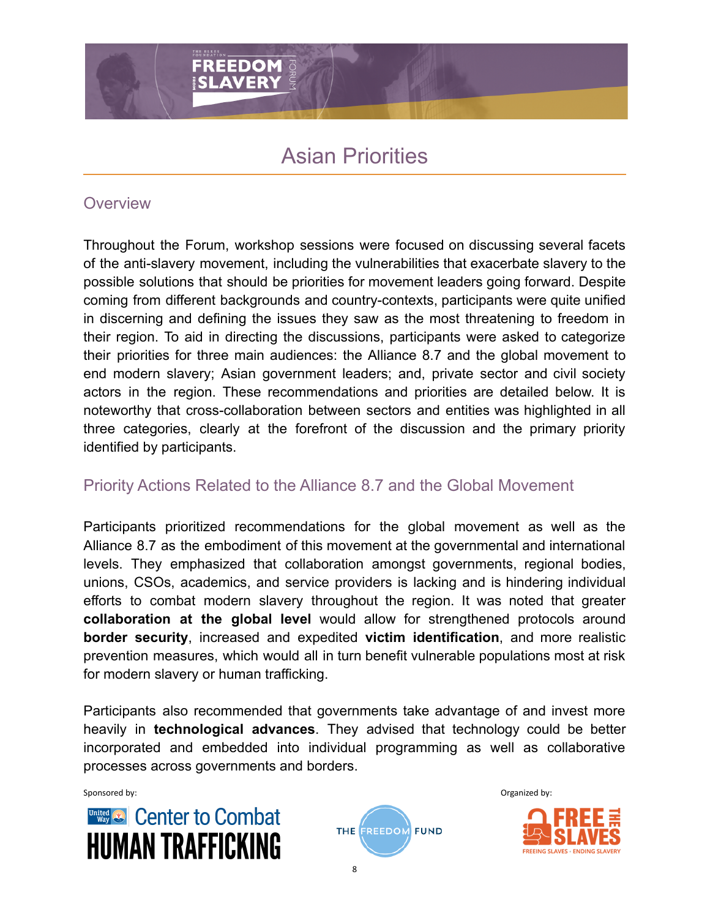# Asian Priorities

## Overview

Throughout the Forum, workshop sessions were focused on discussing several facets of the anti-slavery movement, including the vulnerabilities that exacerbate slavery to the possible solutions that should be priorities for movement leaders going forward. Despite coming from different backgrounds and country-contexts, participants were quite unified in discerning and defining the issues they saw as the most threatening to freedom in their region. To aid in directing the discussions, participants were asked to categorize their priorities for three main audiences: the Alliance 8.7 and the global movement to end modern slavery; Asian government leaders; and, private sector and civil society actors in the region. These recommendations and priorities are detailed below. It is noteworthy that cross-collaboration between sectors and entities was highlighted in all three categories, clearly at the forefront of the discussion and the primary priority identified by participants.

## Priority Actions Related to the Alliance 8.7 and the Global Movement

Participants prioritized recommendations for the global movement as well as the Alliance 8.7 as the embodiment of this movement at the governmental and international levels. They emphasized that collaboration amongst governments, regional bodies, unions, CSOs, academics, and service providers is lacking and is hindering individual efforts to combat modern slavery throughout the region. It was noted that greater **collaboration at the global level** would allow for strengthened protocols around **border security**, increased and expedited **victim identification**, and more realistic prevention measures, which would all in turn benefit vulnerable populations most at risk for modern slavery or human trafficking.

Participants also recommended that governments take advantage of and invest more heavily in **technological advances**. They advised that technology could be better incorporated and embedded into individual programming as well as collaborative processes across governments and borders.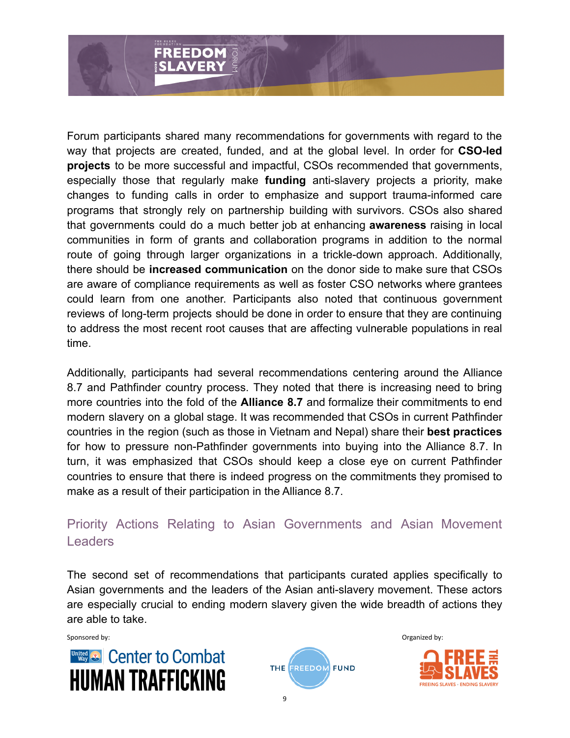Forum participants shared many recommendations for governments with regard to the way that projects are created, funded, and at the global level. In order for **CSO-led projects** to be more successful and impactful, CSOs recommended that governments, especially those that regularly make **funding** anti-slavery projects a priority, make changes to funding calls in order to emphasize and support trauma-informed care programs that strongly rely on partnership building with survivors. CSOs also shared that governments could do a much better job at enhancing **awareness** raising in local communities in form of grants and collaboration programs in addition to the normal route of going through larger organizations in a trickle-down approach. Additionally, there should be **increased communication** on the donor side to make sure that CSOs are aware of compliance requirements as well as foster CSO networks where grantees could learn from one another. Participants also noted that continuous government reviews of long-term projects should be done in order to ensure that they are continuing to address the most recent root causes that are affecting vulnerable populations in real time.

Additionally, participants had several recommendations centering around the Alliance 8.7 and Pathfinder country process. They noted that there is increasing need to bring more countries into the fold of the **Alliance 8.7** and formalize their commitments to end modern slavery on a global stage. It was recommended that CSOs in current Pathfinder countries in the region (such as those in Vietnam and Nepal) share their **best practices** for how to pressure non-Pathfinder governments into buying into the Alliance 8.7. In turn, it was emphasized that CSOs should keep a close eye on current Pathfinder countries to ensure that there is indeed progress on the commitments they promised to make as a result of their participation in the Alliance 8.7.

## Priority Actions Relating to Asian Governments and Asian Movement Leaders

The second set of recommendations that participants curated applies specifically to Asian governments and the leaders of the Asian anti-slavery movement. These actors are especially crucial to ending modern slavery given the wide breadth of actions they are able to take.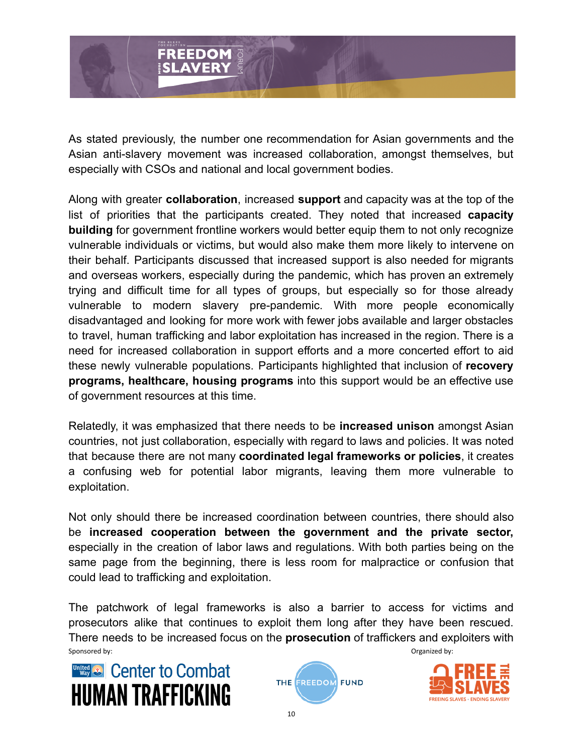As stated previously, the number one recommendation for Asian governments and the Asian anti-slavery movement was increased collaboration, amongst themselves, but especially with CSOs and national and local government bodies.

Along with greater **collaboration**, increased **support** and capacity was at the top of the list of priorities that the participants created. They noted that increased **capacity building** for government frontline workers would better equip them to not only recognize vulnerable individuals or victims, but would also make them more likely to intervene on their behalf. Participants discussed that increased support is also needed for migrants and overseas workers, especially during the pandemic, which has proven an extremely trying and difficult time for all types of groups, but especially so for those already vulnerable to modern slavery pre-pandemic. With more people economically disadvantaged and looking for more work with fewer jobs available and larger obstacles to travel, human trafficking and labor exploitation has increased in the region. There is a need for increased collaboration in support efforts and a more concerted effort to aid these newly vulnerable populations. Participants highlighted that inclusion of **recovery programs, healthcare, housing programs** into this support would be an effective use of government resources at this time.

Relatedly, it was emphasized that there needs to be **increased unison** amongst Asian countries, not just collaboration, especially with regard to laws and policies. It was noted that because there are not many **coordinated legal frameworks or policies**, it creates a confusing web for potential labor migrants, leaving them more vulnerable to exploitation.

Not only should there be increased coordination between countries, there should also be **increased cooperation between the government and the private sector,** especially in the creation of labor laws and regulations. With both parties being on the same page from the beginning, there is less room for malpractice or confusion that could lead to trafficking and exploitation.

The patchwork of legal frameworks is also a barrier to access for victims and prosecutors alike that continues to exploit them long after they have been rescued. There needs to be increased focus on the **prosecution** of traffickers and exploiters with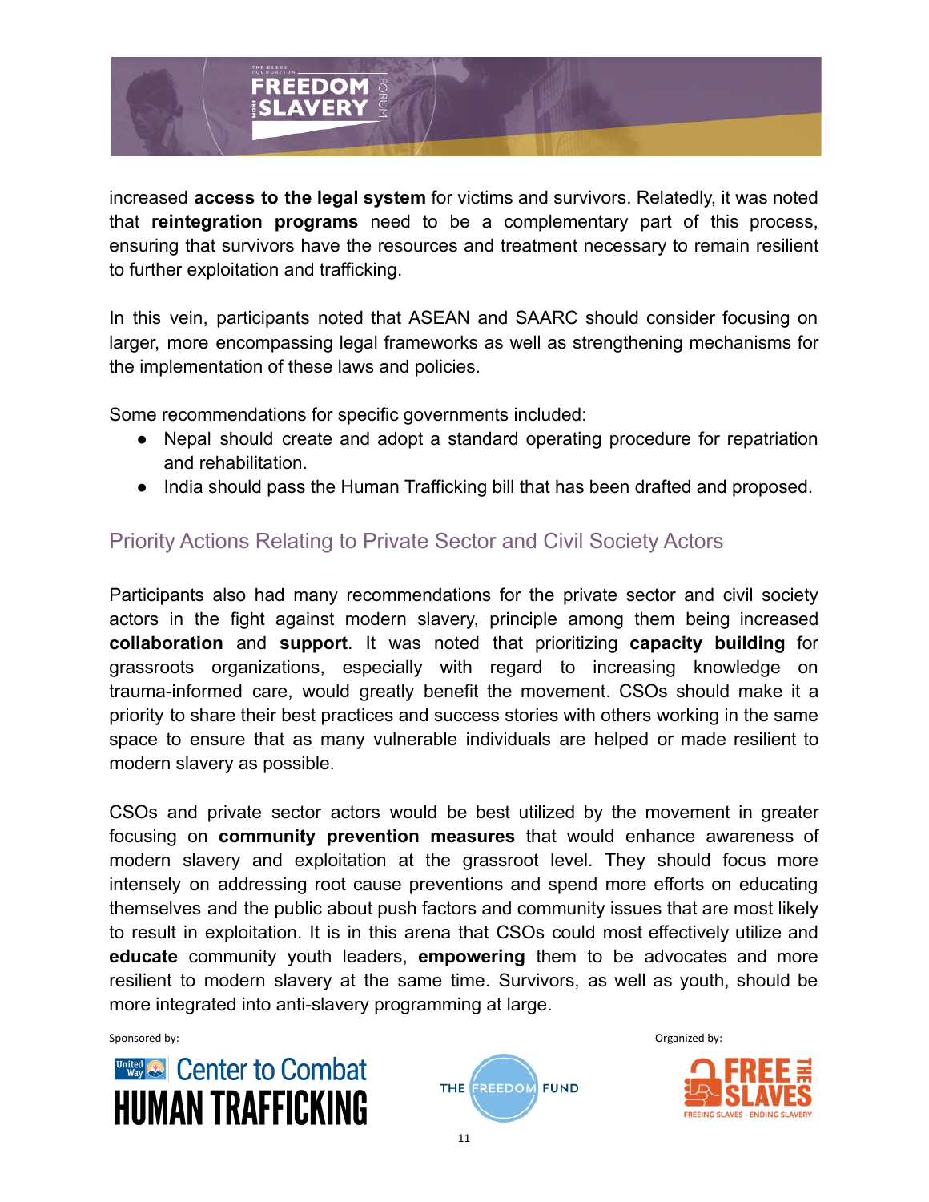increased **access to the legal system** for victims and survivors. Relatedly, it was noted that **reintegration programs** need to be a complementary part of this process, ensuring that survivors have the resources and treatment necessary to remain resilient to further exploitation and trafficking.

In this vein, participants noted that ASEAN and SAARC should consider focusing on larger, more encompassing legal frameworks as well as strengthening mechanisms for the implementation of these laws and policies.

Some recommendations for specific governments included:

- Nepal should create and adopt a standard operating procedure for repatriation and rehabilitation.
- India should pass the Human Trafficking bill that has been drafted and proposed.

## Priority Actions Relating to Private Sector and Civil Society Actors

Participants also had many recommendations for the private sector and civil society actors in the fight against modern slavery, principle among them being increased **collaboration** and **support**. It was noted that prioritizing **capacity building** for grassroots organizations, especially with regard to increasing knowledge on trauma-informed care, would greatly benefit the movement. CSOs should make it a priority to share their best practices and success stories with others working in the same space to ensure that as many vulnerable individuals are helped or made resilient to modern slavery as possible.

CSOs and private sector actors would be best utilized by the movement in greater focusing on **community prevention measures** that would enhance awareness of modern slavery and exploitation at the grassroot level. They should focus more intensely on addressing root cause preventions and spend more efforts on educating themselves and the public about push factors and community issues that are most likely to result in exploitation. It is in this arena that CSOs could most effectively utilize and **educate** community youth leaders, **empowering** them to be advocates and more resilient to modern slavery at the same time. Survivors, as well as youth, should be more integrated into anti-slavery programming at large.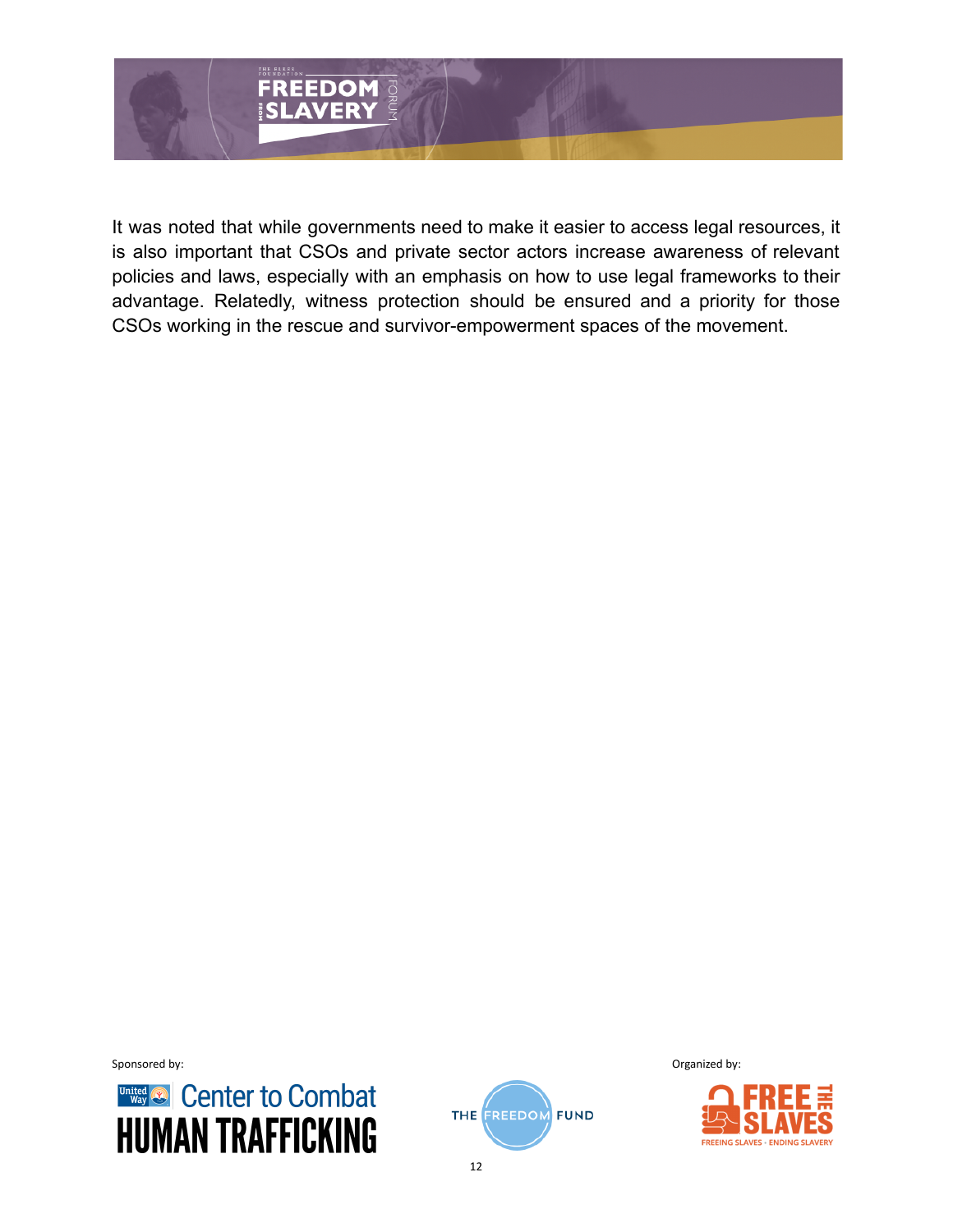It was noted that while governments need to make it easier to access legal resources, it is also important that CSOs and private sector actors increase awareness of relevant policies and laws, especially with an emphasis on how to use legal frameworks to their advantage. Relatedly, witness protection should be ensured and a priority for those CSOs working in the rescue and survivor-empowerment spaces of the movement.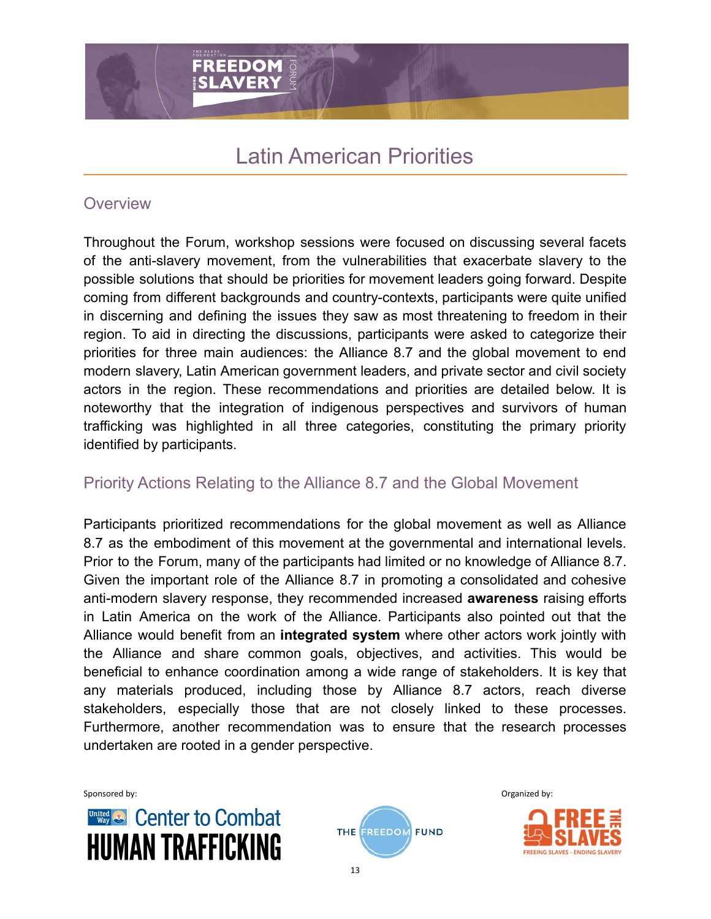# Latin American Priorities

## Overview

Throughout the Forum, workshop sessions were focused on discussing several facets of the anti-slavery movement, from the vulnerabilities that exacerbate slavery to the possible solutions that should be priorities for movement leaders going forward. Despite coming from different backgrounds and country-contexts, participants were quite unified in discerning and defining the issues they saw as most threatening to freedom in their region. To aid in directing the discussions, participants were asked to categorize their priorities for three main audiences: the Alliance 8.7 and the global movement to end modern slavery, Latin American government leaders, and private sector and civil society actors in the region. These recommendations and priorities are detailed below. It is noteworthy that the integration of indigenous perspectives and survivors of human trafficking was highlighted in all three categories, constituting the primary priority identified by participants.

## Priority Actions Relating to the Alliance 8.7 and the Global Movement

Participants prioritized recommendations for the global movement as well as Alliance 8.7 as the embodiment of this movement at the governmental and international levels. Prior to the Forum, many of the participants had limited or no knowledge of Alliance 8.7. Given the important role of the Alliance 8.7 in promoting a consolidated and cohesive anti-modern slavery response, they recommended increased **awareness** raising efforts in Latin America on the work of the Alliance. Participants also pointed out that the Alliance would benefit from an **integrated system** where other actors work jointly with the Alliance and share common goals, objectives, and activities. This would be beneficial to enhance coordination among a wide range of stakeholders. It is key that any materials produced, including those by Alliance 8.7 actors, reach diverse stakeholders, especially those that are not closely linked to these processes. Furthermore, another recommendation was to ensure that the research processes undertaken are rooted in a gender perspective.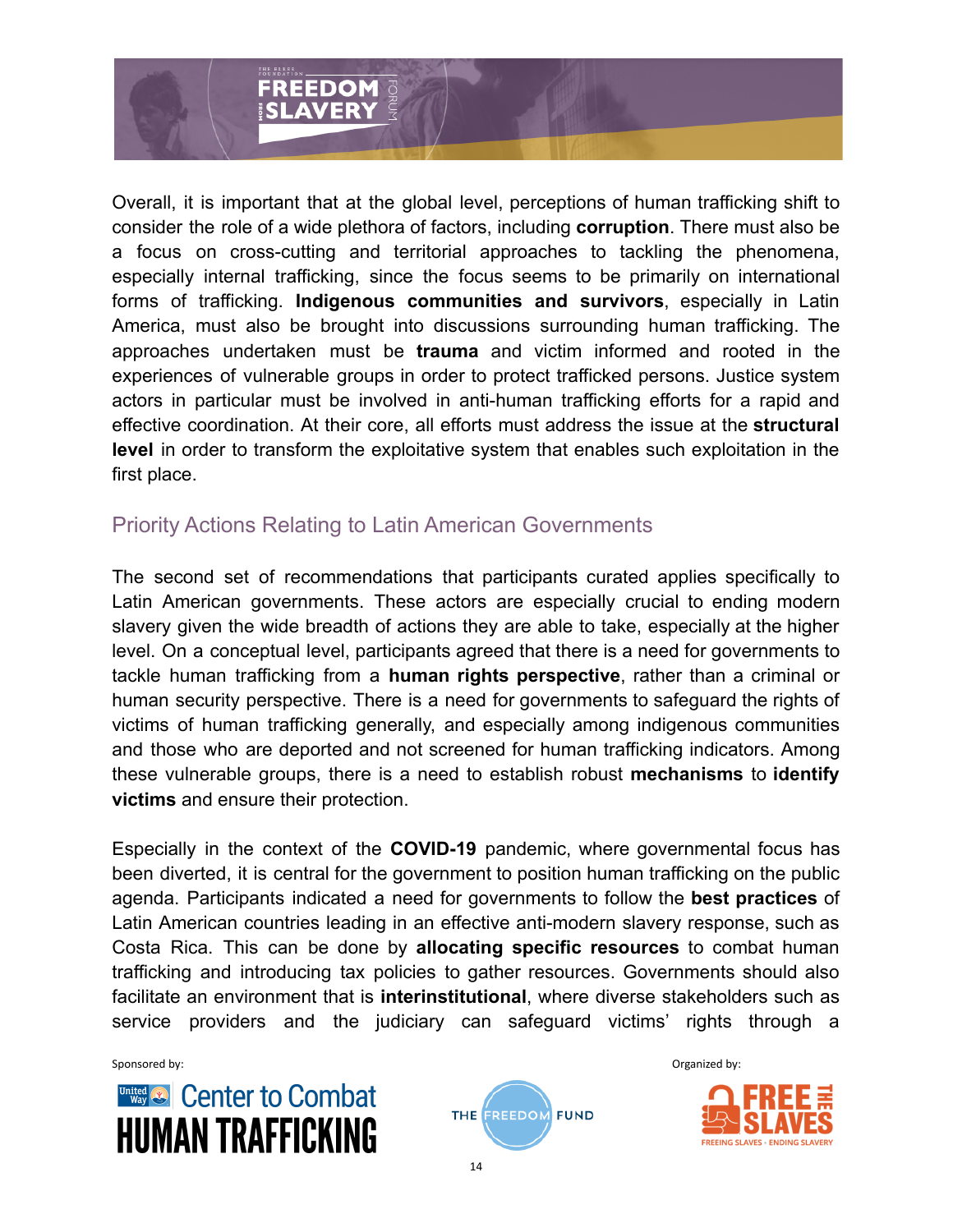Overall, it is important that at the global level, perceptions of human trafficking shift to consider the role of a wide plethora of factors, including **corruption**. There must also be a focus on cross-cutting and territorial approaches to tackling the phenomena, especially internal trafficking, since the focus seems to be primarily on international forms of trafficking. **Indigenous communities and survivors**, especially in Latin America, must also be brought into discussions surrounding human trafficking. The approaches undertaken must be **trauma** and victim informed and rooted in the experiences of vulnerable groups in order to protect trafficked persons. Justice system actors in particular must be involved in anti-human trafficking efforts for a rapid and effective coordination. At their core, all efforts must address the issue at the **structural level** in order to transform the exploitative system that enables such exploitation in the first place.

## Priority Actions Relating to Latin American Governments

The second set of recommendations that participants curated applies specifically to Latin American governments. These actors are especially crucial to ending modern slavery given the wide breadth of actions they are able to take, especially at the higher level. On a conceptual level, participants agreed that there is a need for governments to tackle human trafficking from a **human rights perspective**, rather than a criminal or human security perspective. There is a need for governments to safeguard the rights of victims of human trafficking generally, and especially among indigenous communities and those who are deported and not screened for human trafficking indicators. Among these vulnerable groups, there is a need to establish robust **mechanisms** to **identify victims** and ensure their protection.

Especially in the context of the **COVID-19** pandemic, where governmental focus has been diverted, it is central for the government to position human trafficking on the public agenda. Participants indicated a need for governments to follow the **best practices** of Latin American countries leading in an effective anti-modern slavery response, such as Costa Rica. This can be done by **allocating specific resources** to combat human trafficking and introducing tax policies to gather resources. Governments should also facilitate an environment that is **interinstitutional**, where diverse stakeholders such as service providers and the judiciary can safeguard victims' rights through a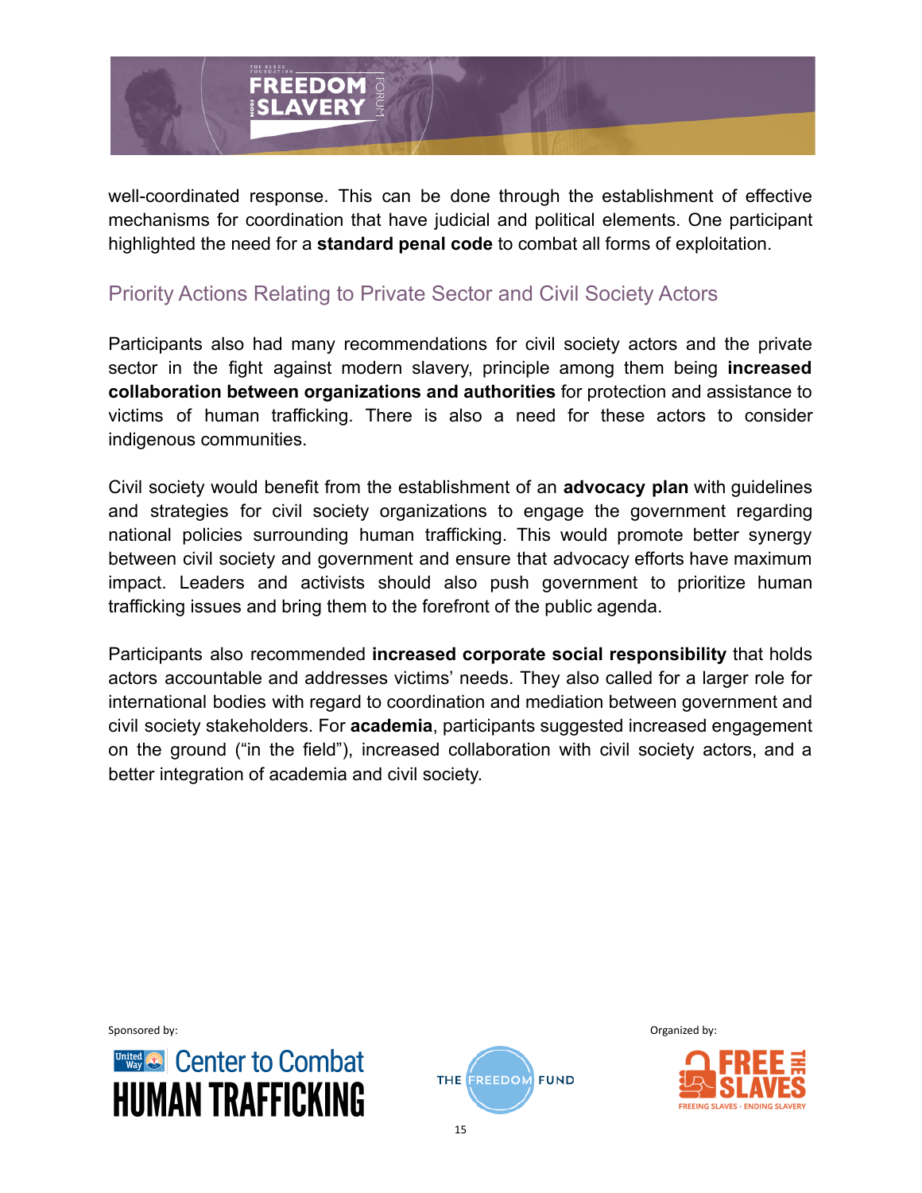well-coordinated response. This can be done through the establishment of effective mechanisms for coordination that have judicial and political elements. One participant highlighted the need for a **standard penal code** to combat all forms of exploitation.

## Priority Actions Relating to Private Sector and Civil Society Actors

Participants also had many recommendations for civil society actors and the private sector in the fight against modern slavery, principle among them being **increased collaboration between organizations and authorities** for protection and assistance to victims of human trafficking. There is also a need for these actors to consider indigenous communities.

Civil society would benefit from the establishment of an **advocacy plan** with guidelines and strategies for civil society organizations to engage the government regarding national policies surrounding human trafficking. This would promote better synergy between civil society and government and ensure that advocacy efforts have maximum impact. Leaders and activists should also push government to prioritize human trafficking issues and bring them to the forefront of the public agenda.

Participants also recommended **increased corporate social responsibility** that holds actors accountable and addresses victims' needs. They also called for a larger role for international bodies with regard to coordination and mediation between government and civil society stakeholders. For **academia**, participants suggested increased engagement on the ground ("in the field"), increased collaboration with civil society actors, and a better integration of academia and civil society.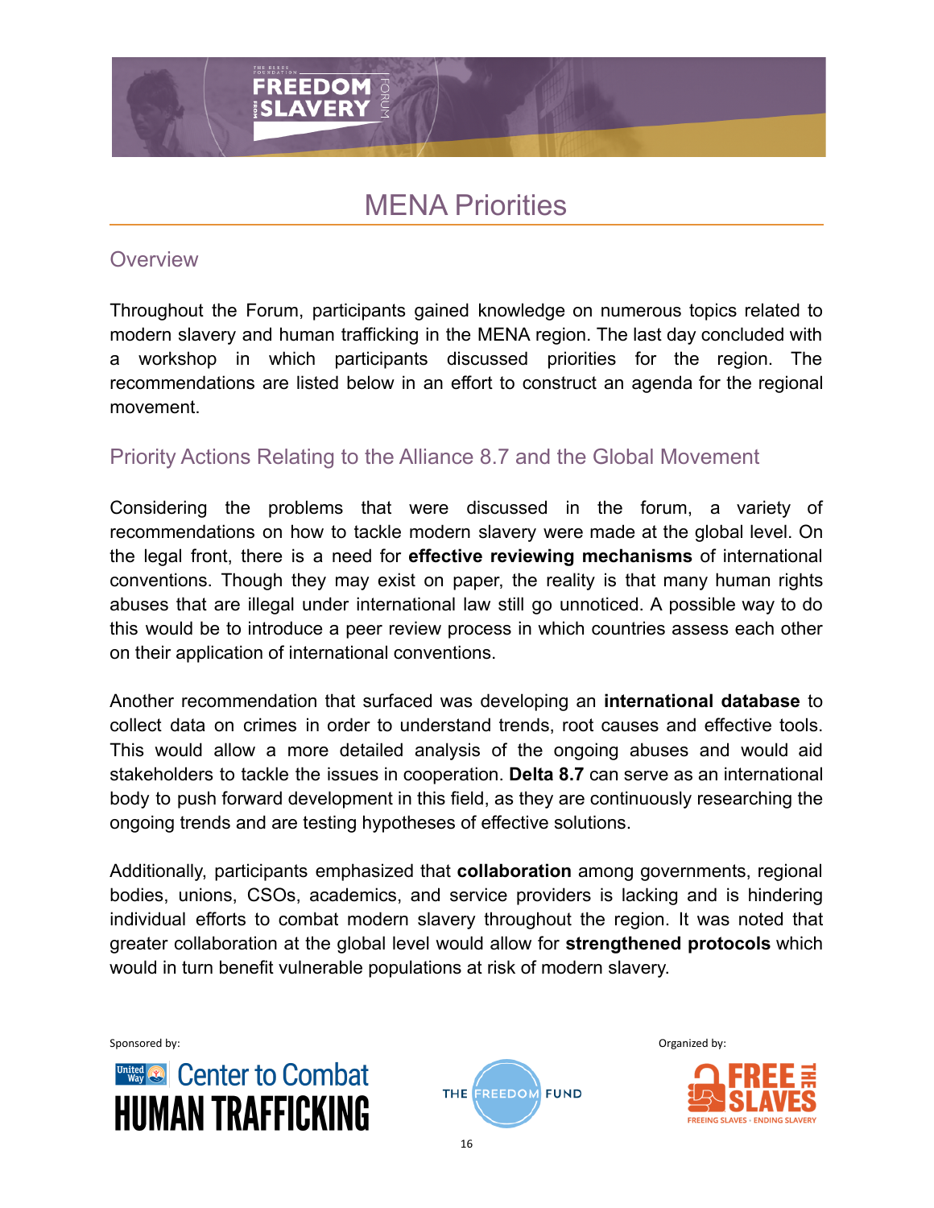# MENA Priorities

## Overview

Throughout the Forum, participants gained knowledge on numerous topics related to modern slavery and human trafficking in the MENA region. The last day concluded with a workshop in which participants discussed priorities for the region. The recommendations are listed below in an effort to construct an agenda for the regional movement.

## Priority Actions Relating to the Alliance 8.7 and the Global Movement

Considering the problems that were discussed in the forum, a variety of recommendations on how to tackle modern slavery were made at the global level. On the legal front, there is a need for **effective reviewing mechanisms** of international conventions. Though they may exist on paper, the reality is that many human rights abuses that are illegal under international law still go unnoticed. A possible way to do this would be to introduce a peer review process in which countries assess each other on their application of international conventions.

Another recommendation that surfaced was developing an **international database** to collect data on crimes in order to understand trends, root causes and effective tools. This would allow a more detailed analysis of the ongoing abuses and would aid stakeholders to tackle the issues in cooperation. **Delta 8.7** can serve as an international body to push forward development in this field, as they are continuously researching the ongoing trends and are testing hypotheses of effective solutions.

Additionally, participants emphasized that **collaboration** among governments, regional bodies, unions, CSOs, academics, and service providers is lacking and is hindering individual efforts to combat modern slavery throughout the region. It was noted that greater collaboration at the global level would allow for **strengthened protocols** which would in turn benefit vulnerable populations at risk of modern slavery.

Sponsored by: Center to Combat Human Trafficking

Organized by: Free the Slaves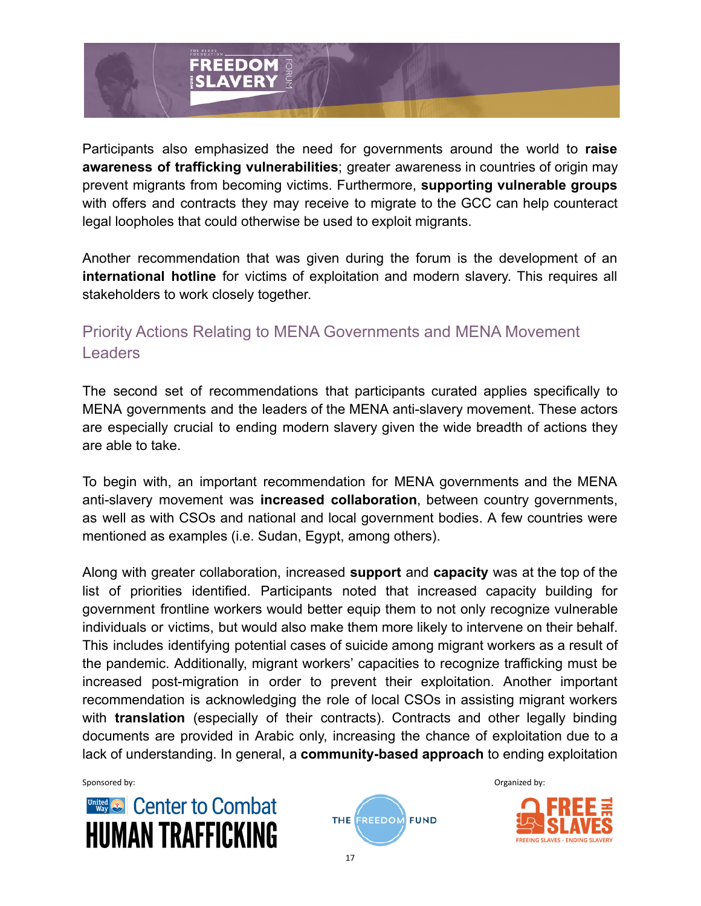Participants also emphasized the need for governments around the world to **raise awareness of trafficking vulnerabilities**; greater awareness in countries of origin may prevent migrants from becoming victims. Furthermore, **supporting vulnerable groups** with offers and contracts they may receive to migrate to the GCC can help counteract legal loopholes that could otherwise be used to exploit migrants.

Another recommendation that was given during the forum is the development of an **international hotline** for victims of exploitation and modern slavery. This requires all stakeholders to work closely together.

## Priority Actions Relating to MENA Governments and MENA Movement Leaders

The second set of recommendations that participants curated applies specifically to MENA governments and the leaders of the MENA anti-slavery movement. These actors are especially crucial to ending modern slavery given the wide breadth of actions they are able to take.

To begin with, an important recommendation for MENA governments and the MENA anti-slavery movement was **increased collaboration**, between country governments, as well as with CSOs and national and local government bodies. A few countries were mentioned as examples (i.e. Sudan, Egypt, among others).

Along with greater collaboration, increased **support** and **capacity** was at the top of the list of priorities identified. Participants noted that increased capacity building for government frontline workers would better equip them to not only recognize vulnerable individuals or victims, but would also make them more likely to intervene on their behalf. This includes identifying potential cases of suicide among migrant workers as a result of the pandemic. Additionally, migrant workers' capacities to recognize trafficking must be increased post-migration in order to prevent their exploitation. Another important recommendation is acknowledging the role of local CSOs in assisting migrant workers with **translation** (especially of their contracts). Contracts and other legally binding documents are provided in Arabic only, increasing the chance of exploitation due to a lack of understanding. In general, a **community-based approach** to ending exploitation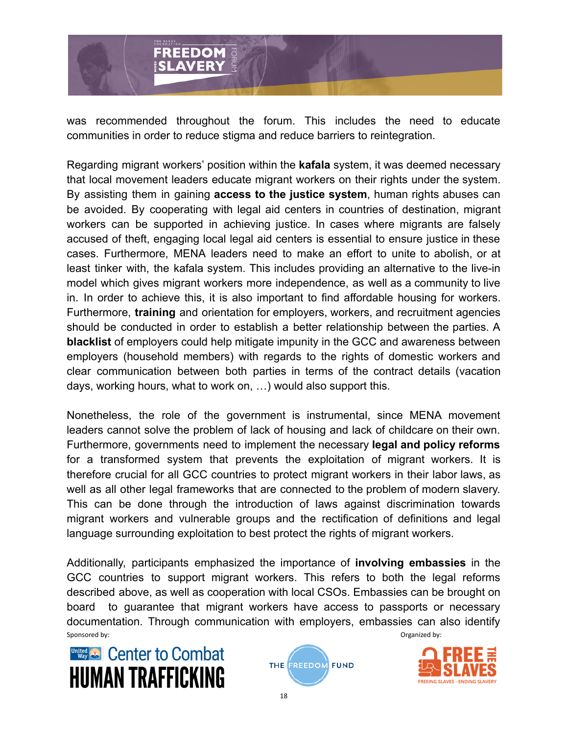was recommended throughout the forum. This includes the need to educate communities in order to reduce stigma and reduce barriers to reintegration.

Regarding migrant workers' position within the **kafala** system, it was deemed necessary that local movement leaders educate migrant workers on their rights under the system. By assisting them in gaining **access to the justice system**, human rights abuses can be avoided. By cooperating with legal aid centers in countries of destination, migrant workers can be supported in achieving justice. In cases where migrants are falsely accused of theft, engaging local legal aid centers is essential to ensure justice in these cases. Furthermore, MENA leaders need to make an effort to unite to abolish, or at least tinker with, the kafala system. This includes providing an alternative to the live-in model which gives migrant workers more independence, as well as a community to live in. In order to achieve this, it is also important to find affordable housing for workers. Furthermore, **training** and orientation for employers, workers, and recruitment agencies should be conducted in order to establish a better relationship between the parties. A **blacklist** of employers could help mitigate impunity in the GCC and awareness between employers (household members) with regards to the rights of domestic workers and clear communication between both parties in terms of the contract details (vacation days, working hours, what to work on, …) would also support this.

Nonetheless, the role of the government is instrumental, since MENA movement leaders cannot solve the problem of lack of housing and lack of childcare on their own. Furthermore, governments need to implement the necessary **legal and policy reforms** for a transformed system that prevents the exploitation of migrant workers. It is therefore crucial for all GCC countries to protect migrant workers in their labor laws, as well as all other legal frameworks that are connected to the problem of modern slavery. This can be done through the introduction of laws against discrimination towards migrant workers and vulnerable groups and the rectification of definitions and legal language surrounding exploitation to best protect the rights of migrant workers.

Additionally, participants emphasized the importance of **involving embassies** in the GCC countries to support migrant workers. This refers to both the legal reforms described above, as well as cooperation with local CSOs. Embassies can be brought on board to guarantee that migrant workers have access to passports or necessary documentation. Through communication with employers, embassies can also identify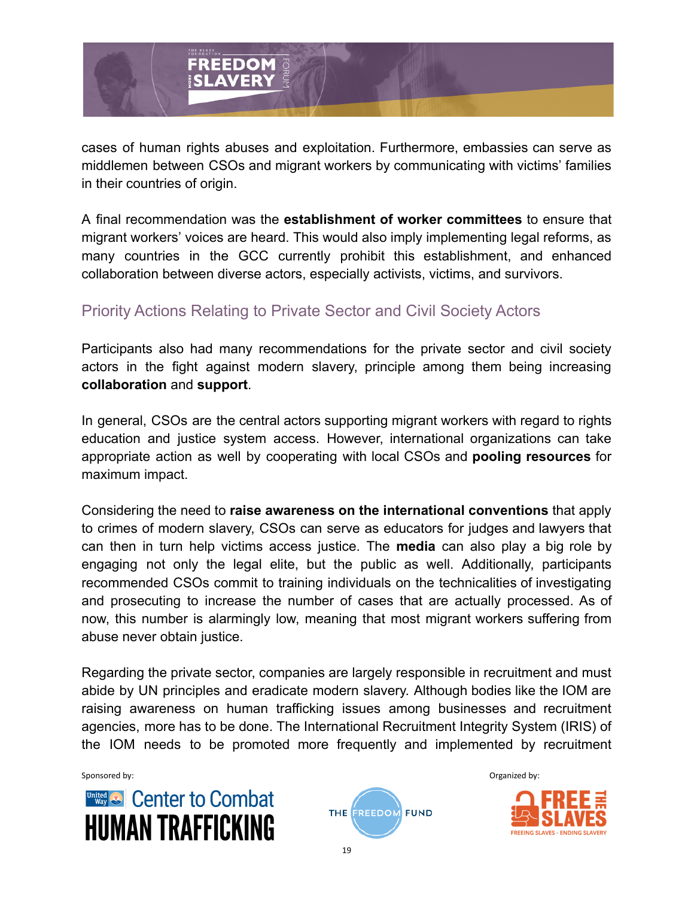cases of human rights abuses and exploitation. Furthermore, embassies can serve as middlemen between CSOs and migrant workers by communicating with victims' families in their countries of origin.

A final recommendation was the **establishment of worker committees** to ensure that migrant workers' voices are heard. This would also imply implementing legal reforms, as many countries in the GCC currently prohibit this establishment, and enhanced collaboration between diverse actors, especially activists, victims, and survivors.

## Priority Actions Relating to Private Sector and Civil Society Actors

Participants also had many recommendations for the private sector and civil society actors in the fight against modern slavery, principle among them being increasing **collaboration** and **support**.

In general, CSOs are the central actors supporting migrant workers with regard to rights education and justice system access. However, international organizations can take appropriate action as well by cooperating with local CSOs and **pooling resources** for maximum impact.

Considering the need to **raise awareness on the international conventions** that apply to crimes of modern slavery, CSOs can serve as educators for judges and lawyers that can then in turn help victims access justice. The **media** can also play a big role by engaging not only the legal elite, but the public as well. Additionally, participants recommended CSOs commit to training individuals on the technicalities of investigating and prosecuting to increase the number of cases that are actually processed. As of now, this number is alarmingly low, meaning that most migrant workers suffering from abuse never obtain justice.

Regarding the private sector, companies are largely responsible in recruitment and must abide by UN principles and eradicate modern slavery. Although bodies like the IOM are raising awareness on human trafficking issues among businesses and recruitment agencies, more has to be done. The International Recruitment Integrity System (IRIS) of the IOM needs to be promoted more frequently and implemented by recruitment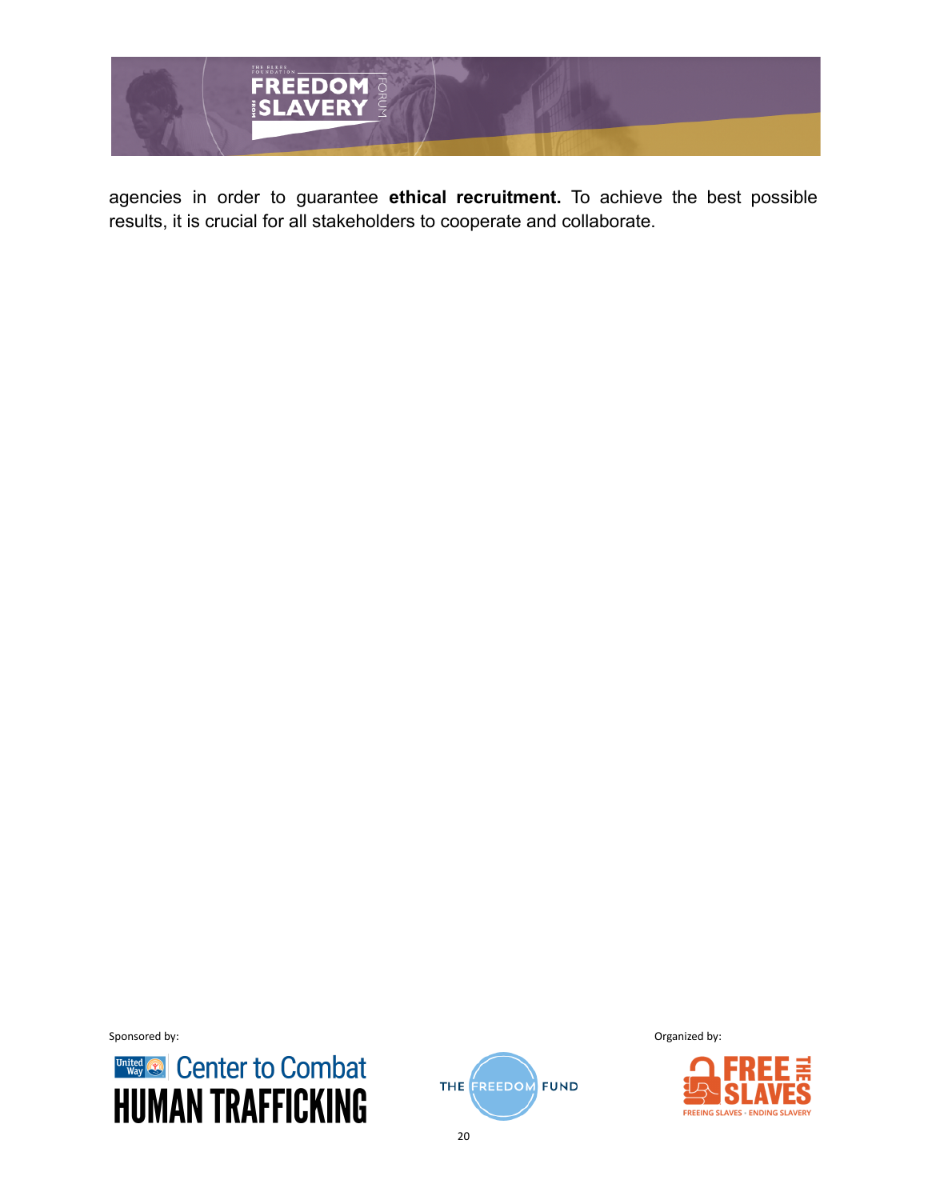agencies in order to guarantee **ethical recruitment.** To achieve the best possible results, it is crucial for all stakeholders to cooperate and collaborate.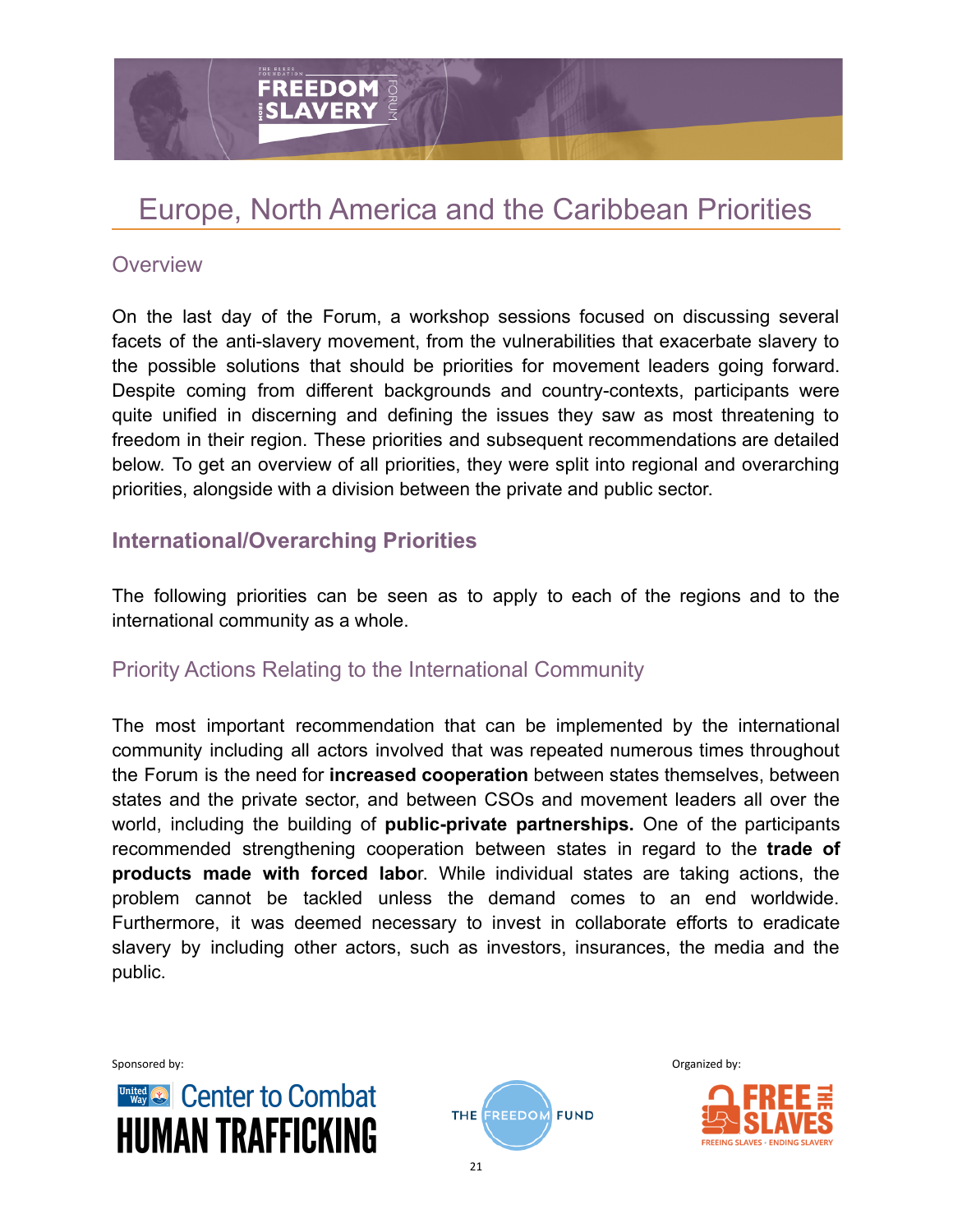# Europe, North America and the Caribbean Priorities

## Overview

On the last day of the Forum, a workshop sessions focused on discussing several facets of the anti-slavery movement, from the vulnerabilities that exacerbate slavery to the possible solutions that should be priorities for movement leaders going forward. Despite coming from different backgrounds and country-contexts, participants were quite unified in discerning and defining the issues they saw as most threatening to freedom in their region. These priorities and subsequent recommendations are detailed below. To get an overview of all priorities, they were split into regional and overarching priorities, alongside with a division between the private and public sector.

## International/Overarching Priorities

The following priorities can be seen as to apply to each of the regions and to the international community as a whole.

### Priority Actions Relating to the International Community

The most important recommendation that can be implemented by the international community including all actors involved that was repeated numerous times throughout the Forum is the need for **increased cooperation** between states themselves, between states and the private sector, and between CSOs and movement leaders all over the world, including the building of **public-private partnerships.** One of the participants recommended strengthening cooperation between states in regard to the **trade of products made with forced labo**r. While individual states are taking actions, the problem cannot be tackled unless the demand comes to an end worldwide. Furthermore, it was deemed necessary to invest in collaborate efforts to eradicate slavery by including other actors, such as investors, insurances, the media and the public.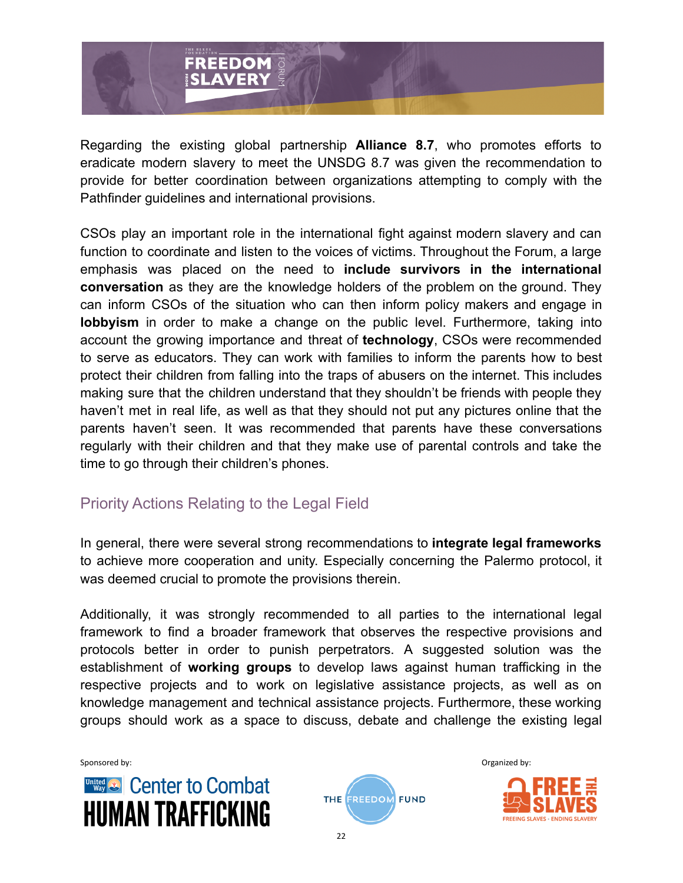Regarding the existing global partnership **Alliance 8.7**, who promotes efforts to eradicate modern slavery to meet the UNSDG 8.7 was given the recommendation to provide for better coordination between organizations attempting to comply with the Pathfinder guidelines and international provisions.

CSOs play an important role in the international fight against modern slavery and can function to coordinate and listen to the voices of victims. Throughout the Forum, a large emphasis was placed on the need to **include survivors in the international conversation** as they are the knowledge holders of the problem on the ground. They can inform CSOs of the situation who can then inform policy makers and engage in **lobbyism** in order to make a change on the public level. Furthermore, taking into account the growing importance and threat of **technology**, CSOs were recommended to serve as educators. They can work with families to inform the parents how to best protect their children from falling into the traps of abusers on the internet. This includes making sure that the children understand that they shouldn't be friends with people they haven't met in real life, as well as that they should not put any pictures online that the parents haven't seen. It was recommended that parents have these conversations regularly with their children and that they make use of parental controls and take the time to go through their children's phones.

## Priority Actions Relating to the Legal Field

In general, there were several strong recommendations to **integrate legal frameworks** to achieve more cooperation and unity. Especially concerning the Palermo protocol, it was deemed crucial to promote the provisions therein.

Additionally, it was strongly recommended to all parties to the international legal framework to find a broader framework that observes the respective provisions and protocols better in order to punish perpetrators. A suggested solution was the establishment of **working groups** to develop laws against human trafficking in the respective projects and to work on legislative assistance projects, as well as on knowledge management and technical assistance projects. Furthermore, these working groups should work as a space to discuss, debate and challenge the existing legal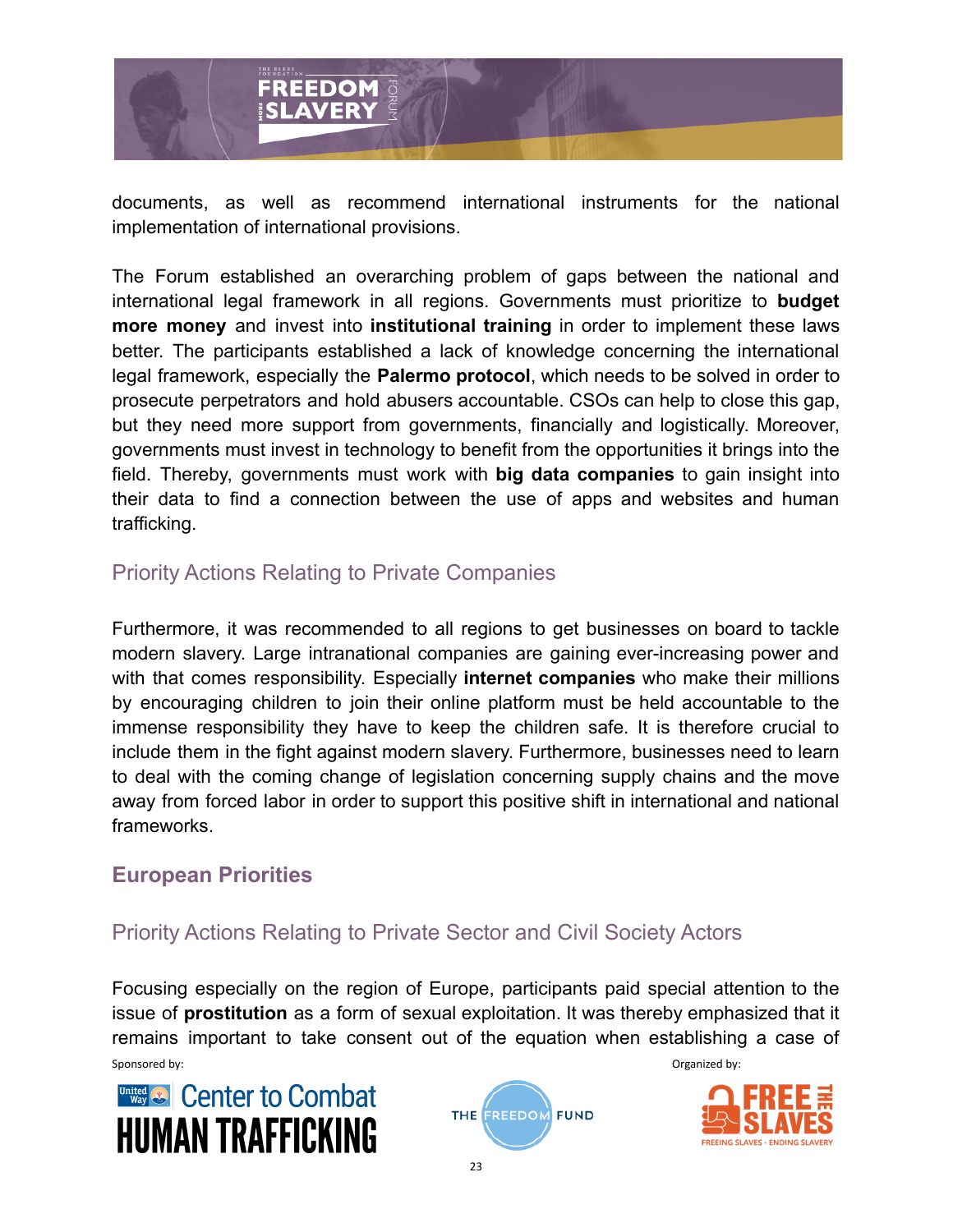documents, as well as recommend international instruments for the national implementation of international provisions.

The Forum established an overarching problem of gaps between the national and international legal framework in all regions. Governments must prioritize to **budget more money** and invest into **institutional training** in order to implement these laws better. The participants established a lack of knowledge concerning the international legal framework, especially the **Palermo protocol**, which needs to be solved in order to prosecute perpetrators and hold abusers accountable. CSOs can help to close this gap, but they need more support from governments, financially and logistically. Moreover, governments must invest in technology to benefit from the opportunities it brings into the field. Thereby, governments must work with **big data companies** to gain insight into their data to find a connection between the use of apps and websites and human trafficking.

### Priority Actions Relating to Private Companies

Furthermore, it was recommended to all regions to get businesses on board to tackle modern slavery. Large intranational companies are gaining ever-increasing power and with that comes responsibility. Especially **internet companies** who make their millions by encouraging children to join their online platform must be held accountable to the immense responsibility they have to keep the children safe. It is therefore crucial to include them in the fight against modern slavery. Furthermore, businesses need to learn to deal with the coming change of legislation concerning supply chains and the move away from forced labor in order to support this positive shift in international and national frameworks.

## European Priorities

### Priority Actions Relating to Private Sector and Civil Society Actors

Focusing especially on the region of Europe, participants paid special attention to the issue of **prostitution** as a form of sexual exploitation. It was thereby emphasized that it remains important to take consent out of the equation when establishing a case of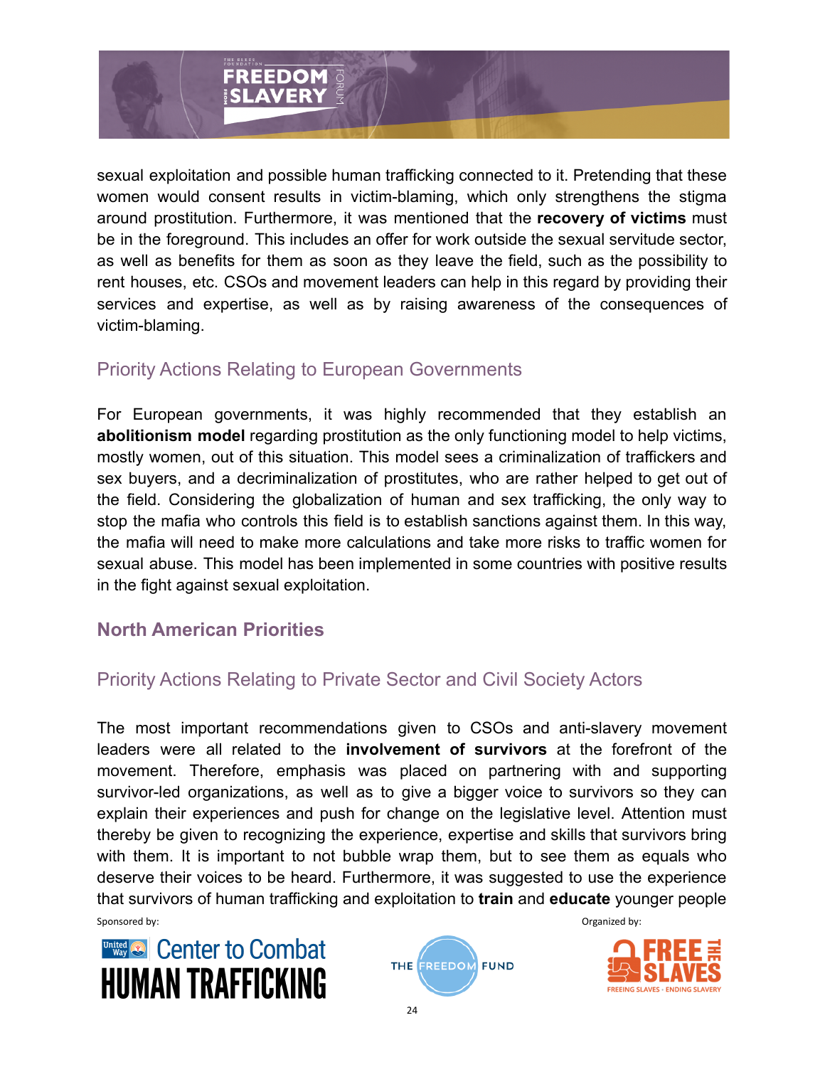sexual exploitation and possible human trafficking connected to it. Pretending that these women would consent results in victim-blaming, which only strengthens the stigma around prostitution. Furthermore, it was mentioned that the **recovery of victims** must be in the foreground. This includes an offer for work outside the sexual servitude sector, as well as benefits for them as soon as they leave the field, such as the possibility to rent houses, etc. CSOs and movement leaders can help in this regard by providing their services and expertise, as well as by raising awareness of the consequences of victim-blaming.

### Priority Actions Relating to European Governments

For European governments, it was highly recommended that they establish an **abolitionism model** regarding prostitution as the only functioning model to help victims, mostly women, out of this situation. This model sees a criminalization of traffickers and sex buyers, and a decriminalization of prostitutes, who are rather helped to get out of the field. Considering the globalization of human and sex trafficking, the only way to stop the mafia who controls this field is to establish sanctions against them. In this way, the mafia will need to make more calculations and take more risks to traffic women for sexual abuse. This model has been implemented in some countries with positive results in the fight against sexual exploitation.

## North American Priorities

### Priority Actions Relating to Private Sector and Civil Society Actors

The most important recommendations given to CSOs and anti-slavery movement leaders were all related to the **involvement of survivors** at the forefront of the movement. Therefore, emphasis was placed on partnering with and supporting survivor-led organizations, as well as to give a bigger voice to survivors so they can explain their experiences and push for change on the legislative level. Attention must thereby be given to recognizing the experience, expertise and skills that survivors bring with them. It is important to not bubble wrap them, but to see them as equals who deserve their voices to be heard. Furthermore, it was suggested to use the experience that survivors of human trafficking and exploitation to **train** and **educate** younger people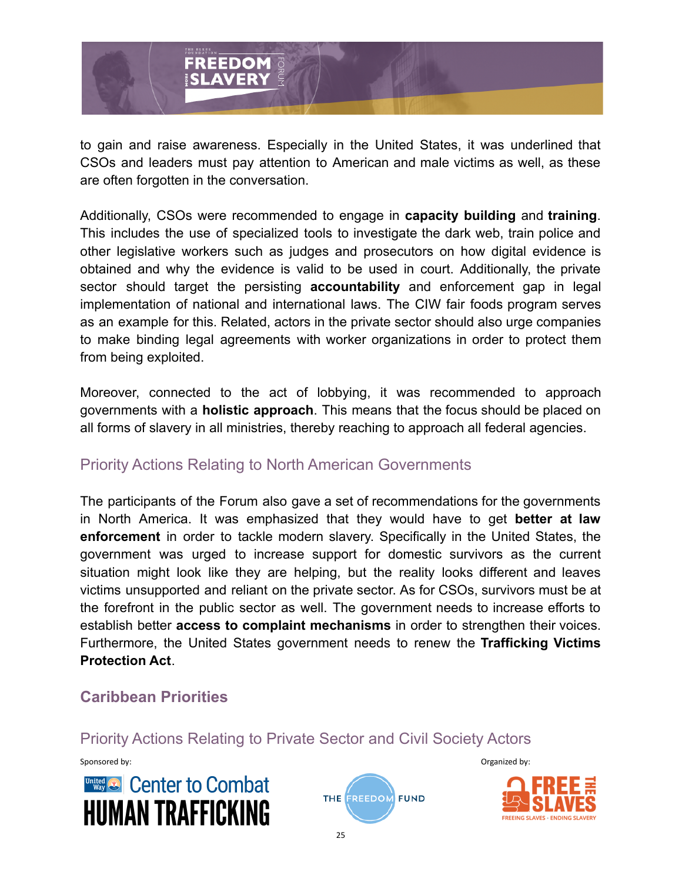to gain and raise awareness. Especially in the United States, it was underlined that CSOs and leaders must pay attention to American and male victims as well, as these are often forgotten in the conversation.

Additionally, CSOs were recommended to engage in **capacity building** and **training**. This includes the use of specialized tools to investigate the dark web, train police and other legislative workers such as judges and prosecutors on how digital evidence is obtained and why the evidence is valid to be used in court. Additionally, the private sector should target the persisting **accountability** and enforcement gap in legal implementation of national and international laws. The CIW fair foods program serves as an example for this. Related, actors in the private sector should also urge companies to make binding legal agreements with worker organizations in order to protect them from being exploited.

Moreover, connected to the act of lobbying, it was recommended to approach governments with a **holistic approach**. This means that the focus should be placed on all forms of slavery in all ministries, thereby reaching to approach all federal agencies.

### Priority Actions Relating to North American Governments

The participants of the Forum also gave a set of recommendations for the governments in North America. It was emphasized that they would have to get **better at law enforcement** in order to tackle modern slavery. Specifically in the United States, the government was urged to increase support for domestic survivors as the current situation might look like they are helping, but the reality looks different and leaves victims unsupported and reliant on the private sector. As for CSOs, survivors must be at the forefront in the public sector as well. The government needs to increase efforts to establish better **access to complaint mechanisms** in order to strengthen their voices. Furthermore, the United States government needs to renew the **Trafficking Victims Protection Act**.

## Caribbean Priorities

### Priority Actions Relating to Private Sector and Civil Society Actors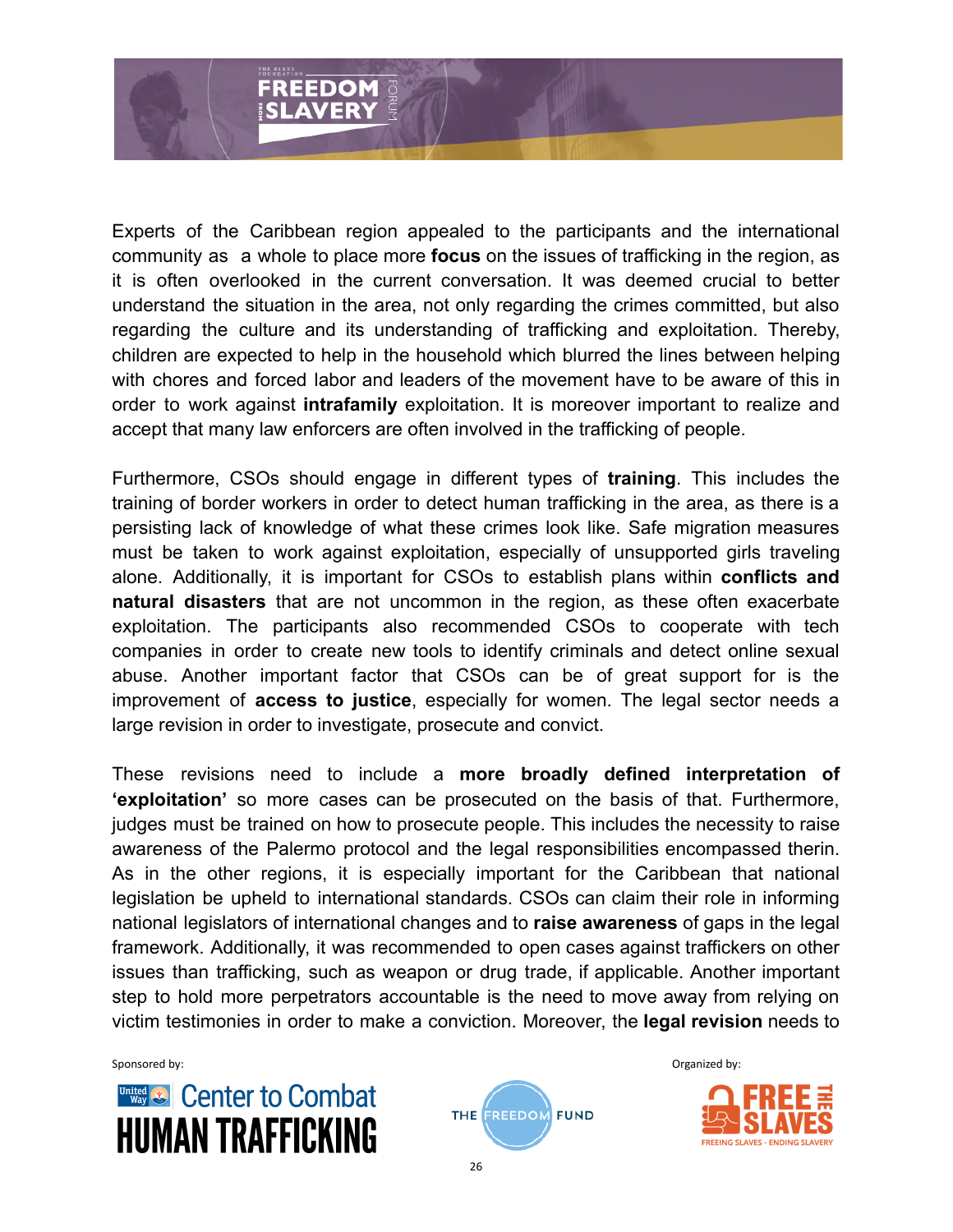Experts of the Caribbean region appealed to the participants and the international community as a whole to place more **focus** on the issues of trafficking in the region, as it is often overlooked in the current conversation. It was deemed crucial to better understand the situation in the area, not only regarding the crimes committed, but also regarding the culture and its understanding of trafficking and exploitation. Thereby, children are expected to help in the household which blurred the lines between helping with chores and forced labor and leaders of the movement have to be aware of this in order to work against **intrafamily** exploitation. It is moreover important to realize and accept that many law enforcers are often involved in the trafficking of people.

Furthermore, CSOs should engage in different types of **training**. This includes the training of border workers in order to detect human trafficking in the area, as there is a persisting lack of knowledge of what these crimes look like. Safe migration measures must be taken to work against exploitation, especially of unsupported girls traveling alone. Additionally, it is important for CSOs to establish plans within **conflicts and natural disasters** that are not uncommon in the region, as these often exacerbate exploitation. The participants also recommended CSOs to cooperate with tech companies in order to create new tools to identify criminals and detect online sexual abuse. Another important factor that CSOs can be of great support for is the improvement of **access to justice**, especially for women. The legal sector needs a large revision in order to investigate, prosecute and convict.

These revisions need to include a **more broadly defined interpretation of 'exploitation'** so more cases can be prosecuted on the basis of that. Furthermore, judges must be trained on how to prosecute people. This includes the necessity to raise awareness of the Palermo protocol and the legal responsibilities encompassed therein. As in the other regions, it is especially important for the Caribbean that national legislation be upheld to international standards. CSOs can claim their role in informing national legislators of international changes and to **raise awareness** of gaps in the legal framework. Additionally, it was recommended to open cases against traffickers on other issues than trafficking, such as weapon or drug trade, if applicable. Another important step to hold more perpetrators accountable is the need to move away from relying on victim testimonies in order to make a conviction. Moreover, the **legal revision** needs to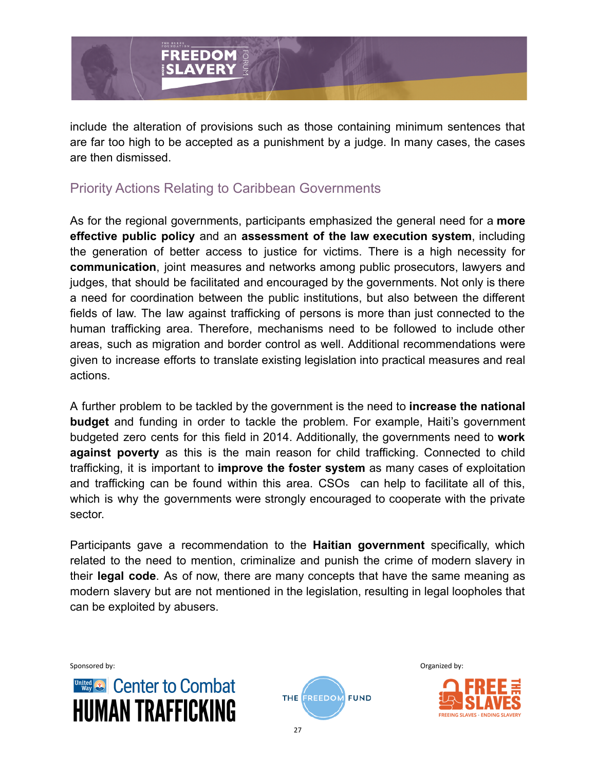include the alteration of provisions such as those containing minimum sentences that are far too high to be accepted as a punishment by a judge. In many cases, the cases are then dismissed.

## Priority Actions Relating to Caribbean Governments

As for the regional governments, participants emphasized the general need for a **more effective public policy** and an **assessment of the law execution system**, including the generation of better access to justice for victims. There is a high necessity for **communication**, joint measures and networks among public prosecutors, lawyers and judges, that should be facilitated and encouraged by the governments. Not only is there a need for coordination between the public institutions, but also between the different fields of law. The law against trafficking of persons is more than just connected to the human trafficking area. Therefore, mechanisms need to be followed to include other areas, such as migration and border control as well. Additional recommendations were given to increase efforts to translate existing legislation into practical measures and real actions.

A further problem to be tackled by the government is the need to **increase the national budget** and funding in order to tackle the problem. For example, Haiti's government budgeted zero cents for this field in 2014. Additionally, the governments need to **work against poverty** as this is the main reason for child trafficking. Connected to child trafficking, it is important to **improve the foster system** as many cases of exploitation and trafficking can be found within this area. CSOs can help to facilitate all of this, which is why the governments were strongly encouraged to cooperate with the private sector.

Participants gave a recommendation to the **Haitian government** specifically, which related to the need to mention, criminalize and punish the crime of modern slavery in their **legal code**. As of now, there are many concepts that have the same meaning as modern slavery but are not mentioned in the legislation, resulting in legal loopholes that can be exploited by abusers.